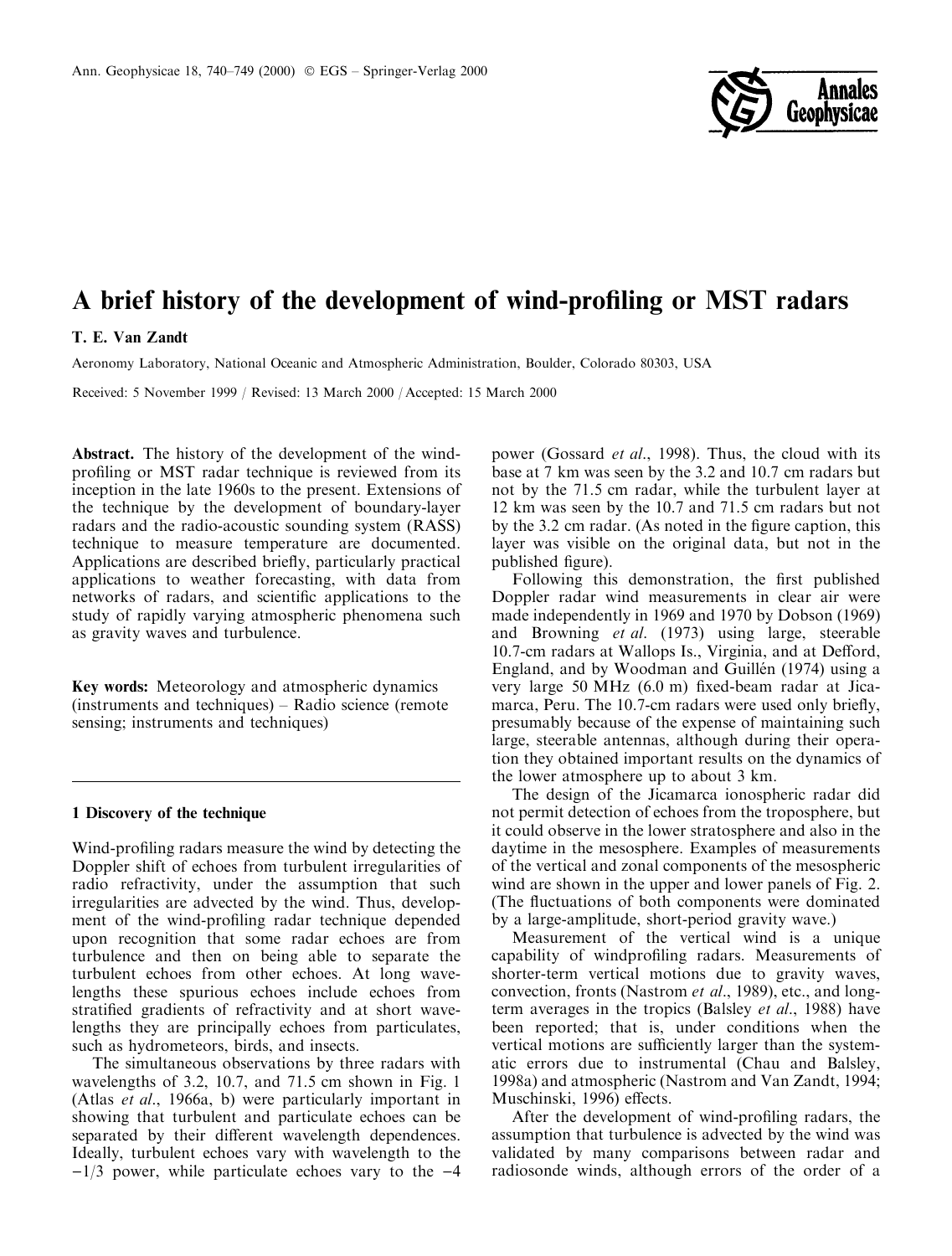# A brief history of the development of wind-profiling or MST radars

T. E. Van Zandt

Aeronomy Laboratory, National Oceanic and Atmospheric Administration, Boulder, Colorado 80303, USA

Received: 5 November 1999 / Revised: 13 March 2000 / Accepted: 15 March 2000

**Abstract.** The history of the development of the wind-profiling or MST radar technique is reviewed from its inception in the late 1960s to the present. Extensions of the technique by the development of boundary-layer radars and the radio-acoustic sounding system (RASS) technique to measure temperature are documented. Applications are described briefly, particularly practical applications to weather forecasting, with data from networks of radars, and scientific applications to the study of rapidly varying atmospheric phenomena such as gravity waves and turbulence.

**Key words:** Meteorology and atmospheric dynamics (instruments and techniques) – Radio science (remote sensing; instruments and techniques)

## 1 Discovery of the technique

Wind-profiling radars measure the wind by detecting the Doppler shift of echoes from turbulent irregularities of radio refractivity, under the assumption that such irregularities are advected by the wind. Thus, development of the wind-profiling radar technique depended upon recognition that some radar echoes are from turbulence and then on being able to separate the turbulent echoes from other echoes. At long wavelengths these spurious echoes include echoes from stratified gradients of refractivity and at short wavelengths they are principally echoes from particulates, such as hydrometeors, birds, and insects.

The simultaneous observations by three radars with wavelengths of 3.2, 10.7, and 71.5 cm shown in Fig. 1 (Atlas *et al*., 1966a, b) were particularly important in showing that turbulent and particulate echoes can be separated by their different wavelength dependences. Ideally, turbulent echoes vary with wavelength to the $-1/3$ power, while particulate echoes vary to the $-4$ power (Gossard *et al*., 1998). Thus, the cloud with its base at 7 km was seen by the 3.2 and 10.7 cm radars but not by the 71.5 cm radar, while the turbulent layer at 12 km was seen by the 10.7 and 71.5 cm radars but not by the 3.2 cm radar. (As noted in the figure caption, this layer was visible on the original data, but not in the published figure).

Following this demonstration, the first published Doppler radar wind measurements in clear air were made independently in 1969 and 1970 by Dobson (1969) and Browning *et al*. (1973) using large, steerable 10.7-cm radars at Wallops Is., Virginia, and at Defford, England, and by Woodman and Guillén (1974) using a very large 50 MHz (6.0 m) fixed-beam radar at Jicamarca, Peru. The 10.7-cm radars were used only briefly, presumably because of the expense of maintaining such large, steerable antennas, although during their operation they obtained important results on the dynamics of the lower atmosphere up to about 3 km.

The design of the Jicamarca ionospheric radar did not permit detection of echoes from the troposphere, but it could observe in the lower stratosphere and also in the daytime in the mesosphere. Examples of measurements of the vertical and zonal components of the mesospheric wind are shown in the upper and lower panels of Fig. 2. (The fluctuations of both components were dominated by a large-amplitude, short-period gravity wave.)

Measurement of the vertical wind is a unique capability of windprofiling radars. Measurements of shorter-term vertical motions due to gravity waves, convection, fronts (Nastrom *et al*., 1989), etc., and long-term averages in the tropics (Balsley *et al*., 1988) have been reported; that is, under conditions when the vertical motions are sufficiently larger than the systematic errors due to instrumental (Chau and Balsley, 1998a) and atmospheric (Nastrom and Van Zandt, 1994; Muschinski, 1996) effects.

After the development of wind-profiling radars, the assumption that turbulence is advected by the wind was validated by many comparisons between radar and radiosonde winds, although errors of the order of a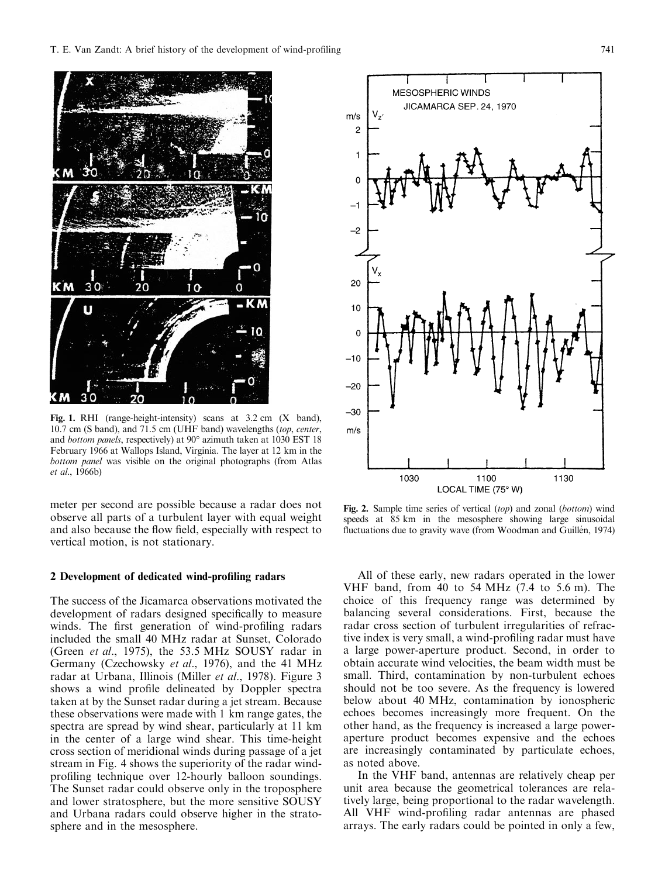Fig. 1. RHI (range-height-intensity) scans at 3.2 cm (X band), 10.7 cm (S band), and 71.5 cm (UHF band) wavelengths (*top*, *center*, and *bottom panels*, respectively) at 90° azimuth taken at 1030 EST 18 February 1966 at Wallops Island, Virginia. The layer at 12 km in the *bottom panel* was visible on the original photographs (from Atlas *et al*., 1966b)

meter per second are possible because a radar does not observe all parts of a turbulent layer with equal weight and also because the flow field, especially with respect to vertical motion, is not stationary.

Fig. 2. Sample time series of vertical (*top*) and zonal (*bottom*) wind speeds at 85 km in the mesosphere showing large sinusoidal fluctuations due to gravity wave (from Woodman and Guillén, 1974)

## 2 Development of dedicated wind-profiling radars

The success of the Jicamarca observations motivated the development of radars designed specifically to measure winds. The first generation of wind-profiling radars included the small 40 MHz radar at Sunset, Colorado (Green *et al*., 1975), the 53.5 MHz SOUSY radar in Germany (Czechowsky *et al*., 1976), and the 41 MHz radar at Urbana, Illinois (Miller *et al*., 1978). Figure 3 shows a wind profile delineated by Doppler spectra taken at by the Sunset radar during a jet stream. Because these observations were made with 1 km range gates, the spectra are spread by wind shear, particularly at 11 km in the center of a large wind shear. This time-height cross section of meridional winds during passage of a jet stream in Fig. 4 shows the superiority of the radar wind-profiling technique over 12-hourly balloon soundings. The Sunset radar could observe only in the troposphere and lower stratosphere, but the more sensitive SOUSY and Urbana radars could observe higher in the stratosphere and in the mesosphere.

All of these early, new radars operated in the lower VHF band, from 40 to 54 MHz (7.4 to 5.6 m). The choice of this frequency range was determined by balancing several considerations. First, because the radar cross section of turbulent irregularities of refractive index is very small, a wind-profiling radar must have a large power-aperture product. Second, in order to obtain accurate wind velocities, the beam width must be small. Third, contamination by non-turbulent echoes should not be too severe. As the frequency is lowered below about 40 MHz, contamination by ionospheric echoes becomes increasingly more frequent. On the other hand, as the frequency is increased a large power-aperture product becomes expensive and the echoes are increasingly contaminated by particulate echoes, as noted above.

In the VHF band, antennas are relatively cheap per unit area because the geometrical tolerances are relatively large, being proportional to the radar wavelength. All VHF wind-profiling radar antennas are phased arrays. The early radars could be pointed in only a few,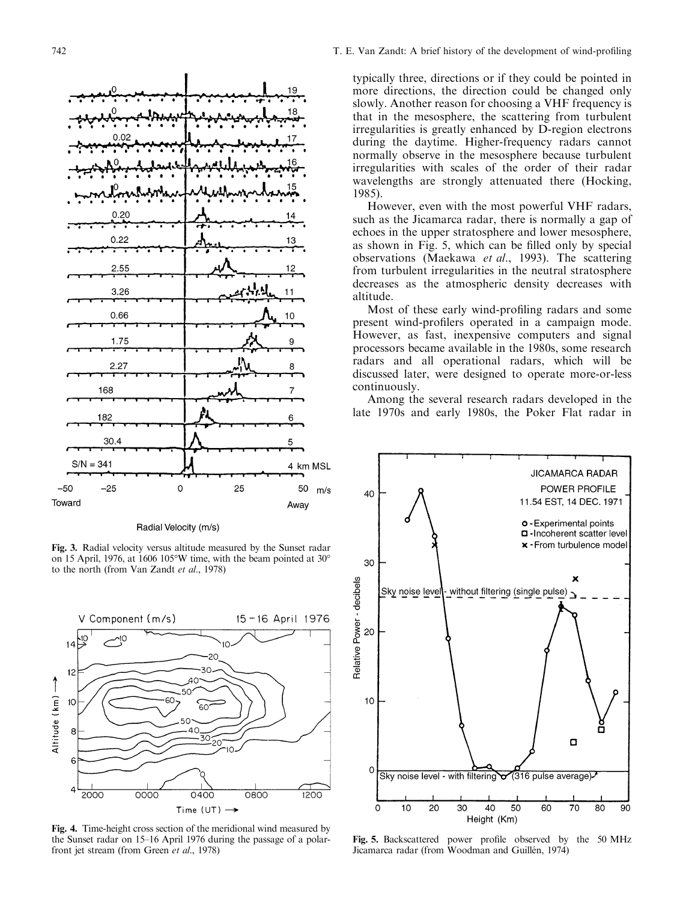Fig. 3. Radial velocity versus altitude measured by the Sunset radar on 15 April, 1976, at 1606 105°W time, with the beam pointed at 30° to the north (from Van Zandt *et al*., 1978)

Fig. 4. Time-height cross section of the meridional wind measured by the Sunset radar on 15–16 April 1976 during the passage of a polar-front jet stream (from Green *et al*., 1978)

typically three, directions or if they could be pointed in more directions, the direction could be changed only slowly. Another reason for choosing a VHF frequency is that in the mesosphere, the scattering from turbulent irregularities is greatly enhanced by D-region electrons during the daytime. Higher-frequency radars cannot normally observe in the mesosphere because turbulent irregularities with scales of the order of their radar wavelengths are strongly attenuated there (Hocking, 1985).

However, even with the most powerful VHF radars, such as the Jicamarca radar, there is normally a gap of echoes in the upper stratosphere and lower mesosphere, as shown in Fig. 5, which can be filled only by special observations (Maekawa *et al*., 1993). The scattering from turbulent irregularities in the neutral stratosphere decreases as the atmospheric density decreases with altitude.

Most of these early wind-profiling radars and some present wind-profilers operated in a campaign mode. However, as fast, inexpensive computers and signal processors became available in the 1980s, some research radars and all operational radars, which will be discussed later, were designed to operate more-or-less continuously.

Among the several research radars developed in the late 1970s and early 1980s, the Poker Flat radar in

Fig. 5. Backscattered power profile observed by the 50 MHz Jicamarca radar (from Woodman and Guillén, 1974)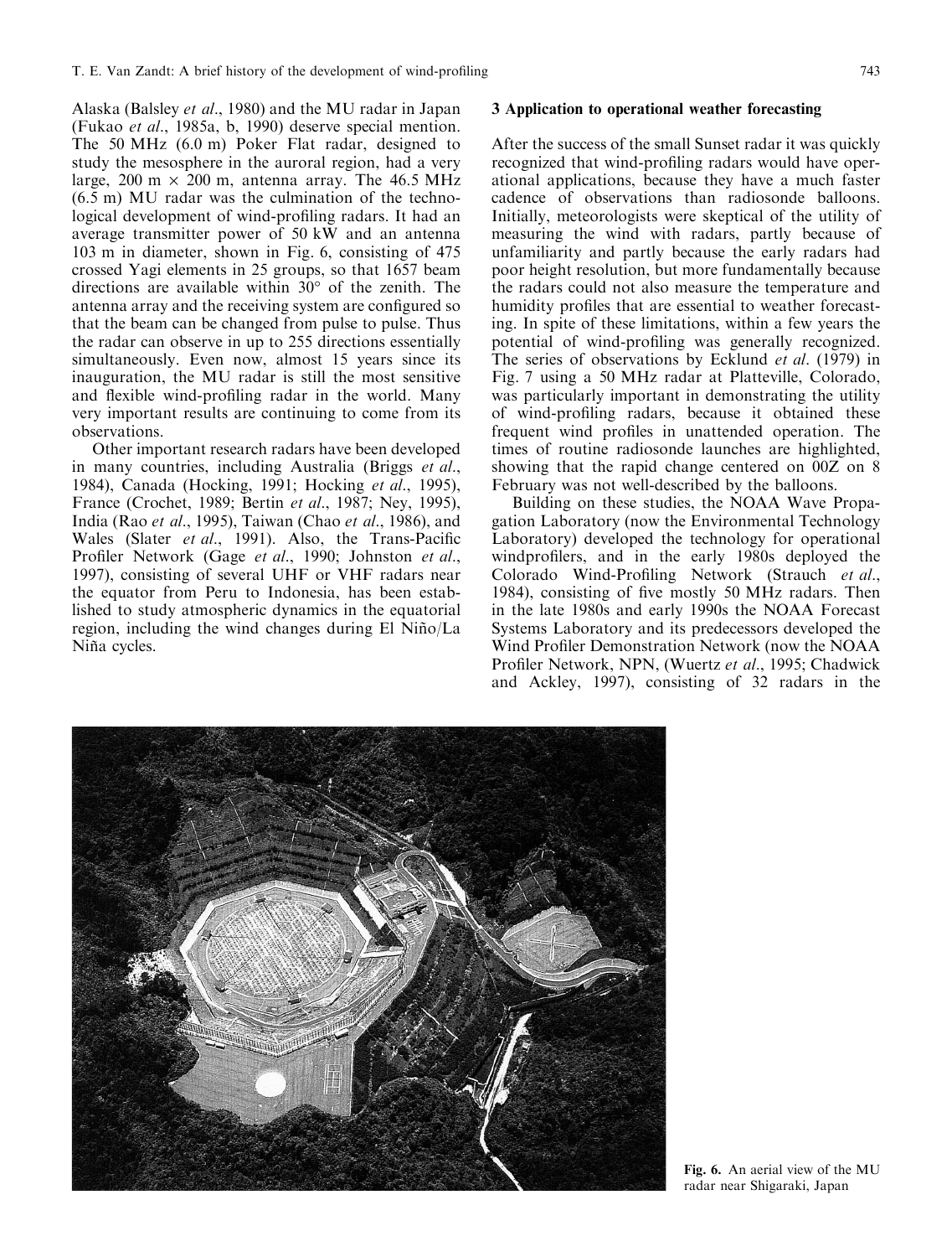Alaska (Balsley *et al*., 1980) and the MU radar in Japan (Fukao *et al*., 1985a, b, 1990) deserve special mention. The 50 MHz (6.0 m) Poker Flat radar, designed to study the mesosphere in the auroral region, had a very large, 200 m × 200 m, antenna array. The 46.5 MHz (6.5 m) MU radar was the culmination of the technological development of wind-profiling radars. It had an average transmitter power of 50 kW and an antenna 103 m in diameter, shown in Fig. 6, consisting of 475 crossed Yagi elements in 25 groups, so that 1657 beam directions are available within 30° of the zenith. The antenna array and the receiving system are configured so that the beam can be changed from pulse to pulse. Thus the radar can observe in up to 255 directions essentially simultaneously. Even now, almost 15 years since its inauguration, the MU radar is still the most sensitive and flexible wind-profiling radar in the world. Many very important results are continuing to come from its observations.

Other important research radars have been developed in many countries, including Australia (Briggs *et al*., 1984), Canada (Hocking, 1991; Hocking *et al*., 1995), France (Crochet, 1989; Bertin *et al*., 1987; Ney, 1995), India (Rao *et al*., 1995), Taiwan (Chao *et al*., 1986), and Wales (Slater *et al*., 1991). Also, the Trans-Pacific Profiler Network (Gage *et al*., 1990; Johnston *et al*., 1997), consisting of several UHF or VHF radars near the equator from Peru to Indonesia, has been established to study atmospheric dynamics in the equatorial region, including the wind changes during El Niño/La Niña cycles.

## 3 Application to operational weather forecasting

After the success of the small Sunset radar it was quickly recognized that wind-profiling radars would have operational applications, because they have a much faster cadence of observations than radiosonde balloons. Initially, meteorologists were skeptical of the utility of measuring the wind with radars, partly because of unfamiliarity and partly because the early radars had poor height resolution, but more fundamentally because the radars could not also measure the temperature and humidity profiles that are essential to weather forecasting. In spite of these limitations, within a few years the potential of wind-profiling was generally recognized. The series of observations by Ecklund *et al*. (1979) in Fig. 7 using a 50 MHz radar at Platteville, Colorado, was particularly important in demonstrating the utility of wind-profiling radars, because it obtained these frequent wind profiles in unattended operation. The times of routine radiosonde launches are highlighted, showing that the rapid change centered on 00Z on 8 February was not well-described by the balloons.

Building on these studies, the NOAA Wave Propagation Laboratory (now the Environmental Technology Laboratory) developed the technology for operational windprofilers, and in the early 1980s deployed the Colorado Wind-Profiling Network (Strauch *et al*., 1984), consisting of five mostly 50 MHz radars. Then in the late 1980s and early 1990s the NOAA Forecast Systems Laboratory and its predecessors developed the Wind Profiler Demonstration Network (now the NOAA Profiler Network, NPN, (Wuertz *et al*., 1995; Chadwick and Ackley, 1997), consisting of 32 radars in the

**Fig. 6.** An aerial view of the MU radar near Shigaraki, Japan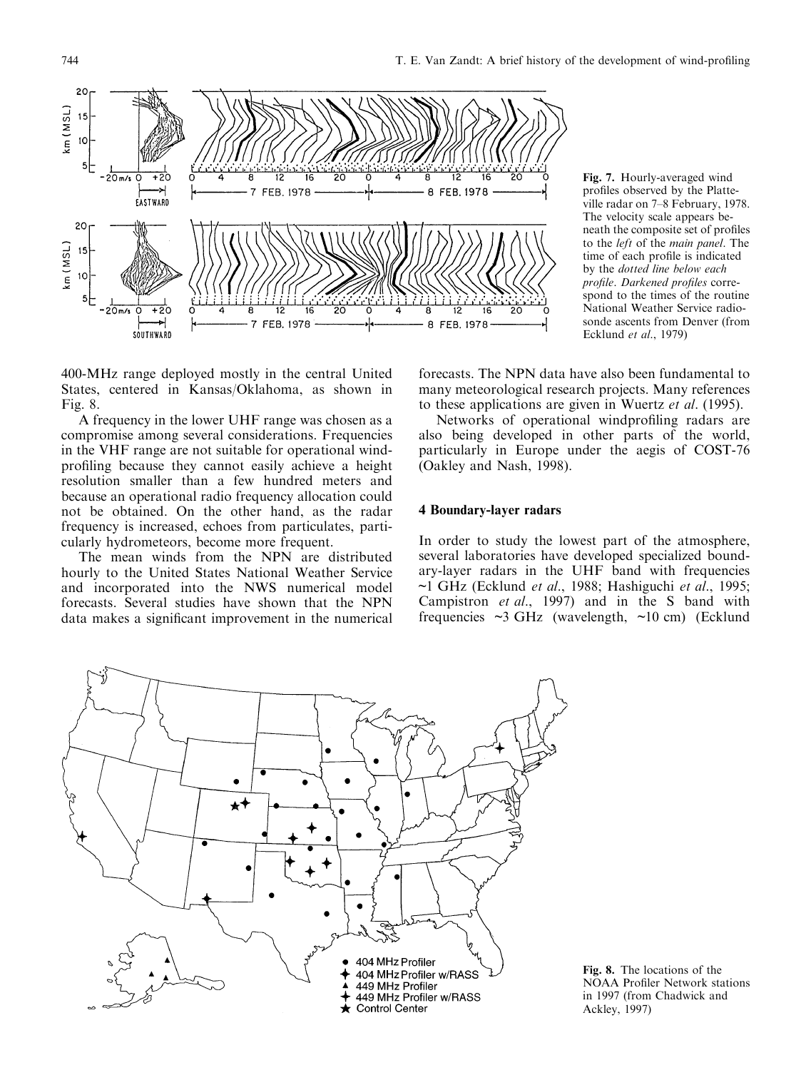Fig. 7. Hourly-averaged wind profiles observed by the Platteville radar on 7–8 February, 1978. The velocity scale appears beneath the composite set of profiles to the *left* of the *main panel*. The time of each profile is indicated by the *dotted line below each profile*. *Darkened profiles* correspond to the times of the routine National Weather Service radiosonde ascents from Denver (from Ecklund *et al*., 1979)

400-MHz range deployed mostly in the central United States, centered in Kansas/Oklahoma, as shown in Fig. 8.

A frequency in the lower UHF range was chosen as a compromise among several considerations. Frequencies in the VHF range are not suitable for operational wind-profiling because they cannot easily achieve a height resolution smaller than a few hundred meters and because an operational radio frequency allocation could not be obtained. On the other hand, as the radar frequency is increased, echoes from particulates, particularly hydrometeors, become more frequent.

The mean winds from the NPN are distributed hourly to the United States National Weather Service and incorporated into the NWS numerical model forecasts. Several studies have shown that the NPN data makes a significant improvement in the numerical forecasts. The NPN data have also been fundamental to many meteorological research projects. Many references to these applications are given in Wuertz *et al*. (1995).

Networks of operational windprofiling radars are also being developed in other parts of the world, particularly in Europe under the aegis of COST-76 (Oakley and Nash, 1998).

## 4 Boundary-layer radars

In order to study the lowest part of the atmosphere, several laboratories have developed specialized boundary-layer radars in the UHF band with frequencies ~1 GHz (Ecklund *et al*., 1988; Hashiguchi *et al*., 1995; Campistron *et al*., 1997) and in the S band with frequencies ~3 GHz (wavelength, ~10 cm) (Ecklund

Fig. 8. The locations of the NOAA Profiler Network stations in 1997 (from Chadwick and Ackley, 1997)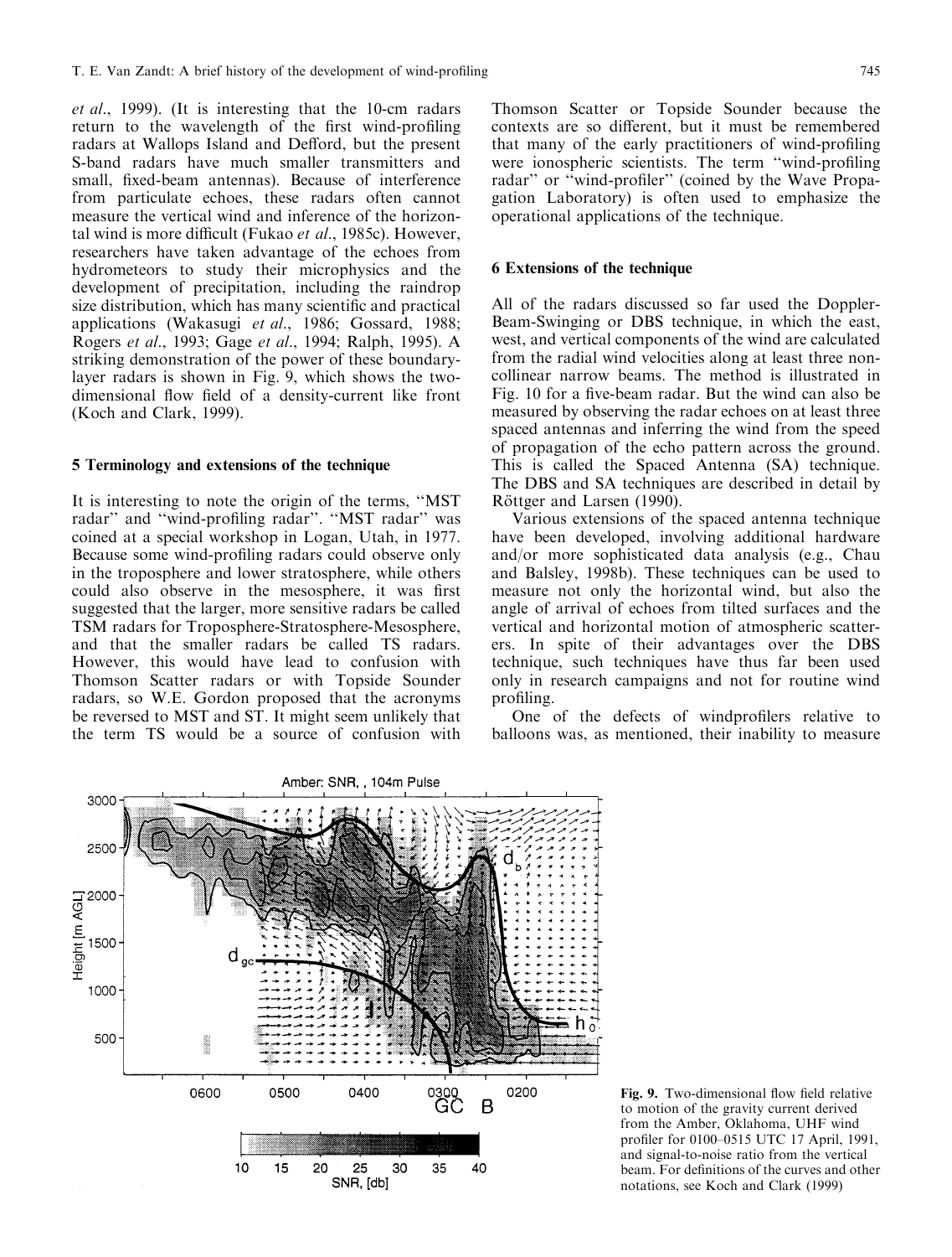*et al*., 1999). (It is interesting that the 10-cm radars return to the wavelength of the first wind-profiling radars at Wallops Island and Defford, but the present S-band radars have much smaller transmitters and small, fixed-beam antennas). Because of interference from particulate echoes, these radars often cannot measure the vertical wind and inference of the horizontal wind is more difficult (Fukao *et al*., 1985c). However, researchers have taken advantage of the echoes from hydrometeors to study their microphysics and the development of precipitation, including the raindrop size distribution, which has many scientific and practical applications (Wakasugi *et al*., 1986; Gossard, 1988; Rogers *et al*., 1993; Gage *et al*., 1994; Ralph, 1995). A striking demonstration of the power of these boundary-layer radars is shown in Fig. 9, which shows the two-dimensional flow field of a density-current like front (Koch and Clark, 1999).

## 5 Terminology and extensions of the technique

It is interesting to note the origin of the terms, "MST radar" and "wind-profiling radar". "MST radar" was coined at a special workshop in Logan, Utah, in 1977. Because some wind-profiling radars could observe only in the troposphere and lower stratosphere, while others could also observe in the mesosphere, it was first suggested that the larger, more sensitive radars be called TSM radars for Troposphere-Stratosphere-Mesosphere, and that the smaller radars be called TS radars. However, this would have lead to confusion with Thomson Scatter radars or with Topside Sounder radars, so W.E. Gordon proposed that the acronyms be reversed to MST and ST. It might seem unlikely that the term TS would be a source of confusion with Thomson Scatter or Topside Sounder because the contexts are so different, but it must be remembered that many of the early practitioners of wind-profiling were ionospheric scientists. The term "wind-profiling radar" or "wind-profiler" (coined by the Wave Propagation Laboratory) is often used to emphasize the operational applications of the technique.

## 6 Extensions of the technique

All of the radars discussed so far used the Doppler-Beam-Swinging or DBS technique, in which the east, west, and vertical components of the wind are calculated from the radial wind velocities along at least three non-collinear narrow beams. The method is illustrated in Fig. 10 for a five-beam radar. But the wind can also be measured by observing the radar echoes on at least three spaced antennas and inferring the wind from the speed of propagation of the echo pattern across the ground. This is called the Spaced Antenna (SA) technique. The DBS and SA techniques are described in detail by Röttger and Larsen (1990).

Various extensions of the spaced antenna technique have been developed, involving additional hardware and/or more sophisticated data analysis (e.g., Chau and Balsley, 1998b). These techniques can be used to measure not only the horizontal wind, but also the angle of arrival of echoes from tilted surfaces and the vertical and horizontal motion of atmospheric scatterers. In spite of their advantages over the DBS technique, such techniques have thus far been used only in research campaigns and not for routine wind profiling.

One of the defects of windprofilers relative to balloons was, as mentioned, their inability to measure

**Fig. 9.** Two-dimensional flow field relative to motion of the gravity current derived from the Amber, Oklahoma, UHF wind profiler for 0100–0515 UTC 17 April, 1991, and signal-to-noise ratio from the vertical beam. For definitions of the curves and other notations, see Koch and Clark (1999)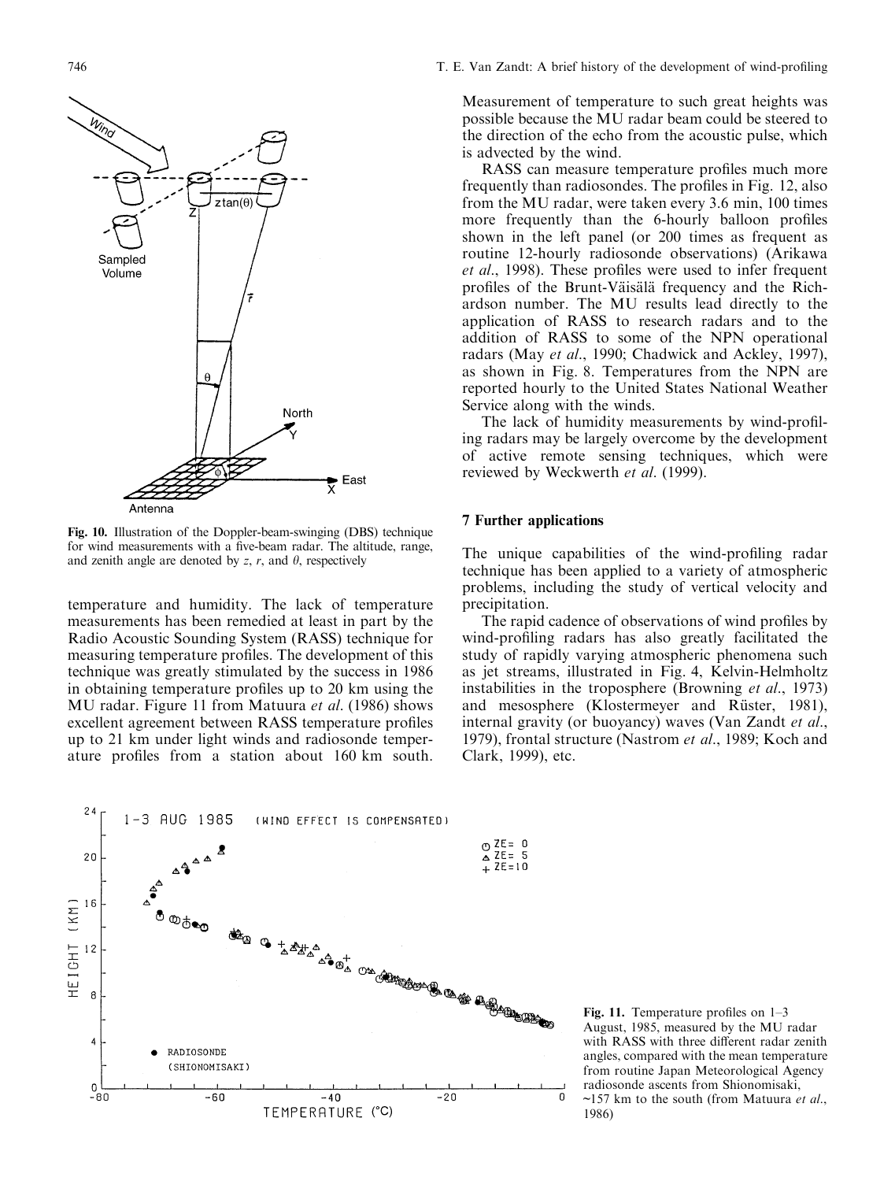Fig. 10. Illustration of the Doppler-beam-swinging (DBS) technique for wind measurements with a five-beam radar. The altitude, range, and zenith angle are denoted by $z$, $r$, and $\theta$, respectively

temperature and humidity. The lack of temperature measurements has been remedied at least in part by the Radio Acoustic Sounding System (RASS) technique for measuring temperature profiles. The development of this technique was greatly stimulated by the success in 1986 in obtaining temperature profiles up to 20 km using the MU radar. Figure 11 from Matuura *et al.* (1986) shows excellent agreement between RASS temperature profiles up to 21 km under light winds and radiosonde temperature profiles from a station about 160 km south. Measurement of temperature to such great heights was possible because the MU radar beam could be steered to the direction of the echo from the acoustic pulse, which is advected by the wind.

RASS can measure temperature profiles much more frequently than radiosondes. The profiles in Fig. 12, also from the MU radar, were taken every 3.6 min, 100 times more frequently than the 6-hourly balloon profiles shown in the left panel (or 200 times as frequent as routine 12-hourly radiosonde observations) (Arikawa *et al.*, 1998). These profiles were used to infer frequent profiles of the Brunt-Väisälä frequency and the Richardson number. The MU results lead directly to the application of RASS to research radars and to the addition of RASS to some of the NPN operational radars (May *et al.*, 1990; Chadwick and Ackley, 1997), as shown in Fig. 8. Temperatures from the NPN are reported hourly to the United States National Weather Service along with the winds.

The lack of humidity measurements by wind-profiling radars may be largely overcome by the development of active remote sensing techniques, which were reviewed by Weckwerth *et al.* (1999).

## 7 Further applications

The unique capabilities of the wind-profiling radar technique has been applied to a variety of atmospheric problems, including the study of vertical velocity and precipitation.

The rapid cadence of observations of wind profiles by wind-profiling radars has also greatly facilitated the study of rapidly varying atmospheric phenomena such as jet streams, illustrated in Fig. 4, Kelvin-Helmholtz instabilities in the troposphere (Browning *et al.*, 1973) and mesosphere (Klostermeyer and Rüster, 1981), internal gravity (or buoyancy) waves (Van Zandt *et al.*, 1979), frontal structure (Nastrom *et al.*, 1989; Koch and Clark, 1999), etc.

Fig. 11. Temperature profiles on 1–3 August, 1985, measured by the MU radar with RASS with three different radar zenith angles, compared with the mean temperature from routine Japan Meteorological Agency radiosonde ascents from Shionomisaki, ~157 km to the south (from Matuura *et al.*, 1986)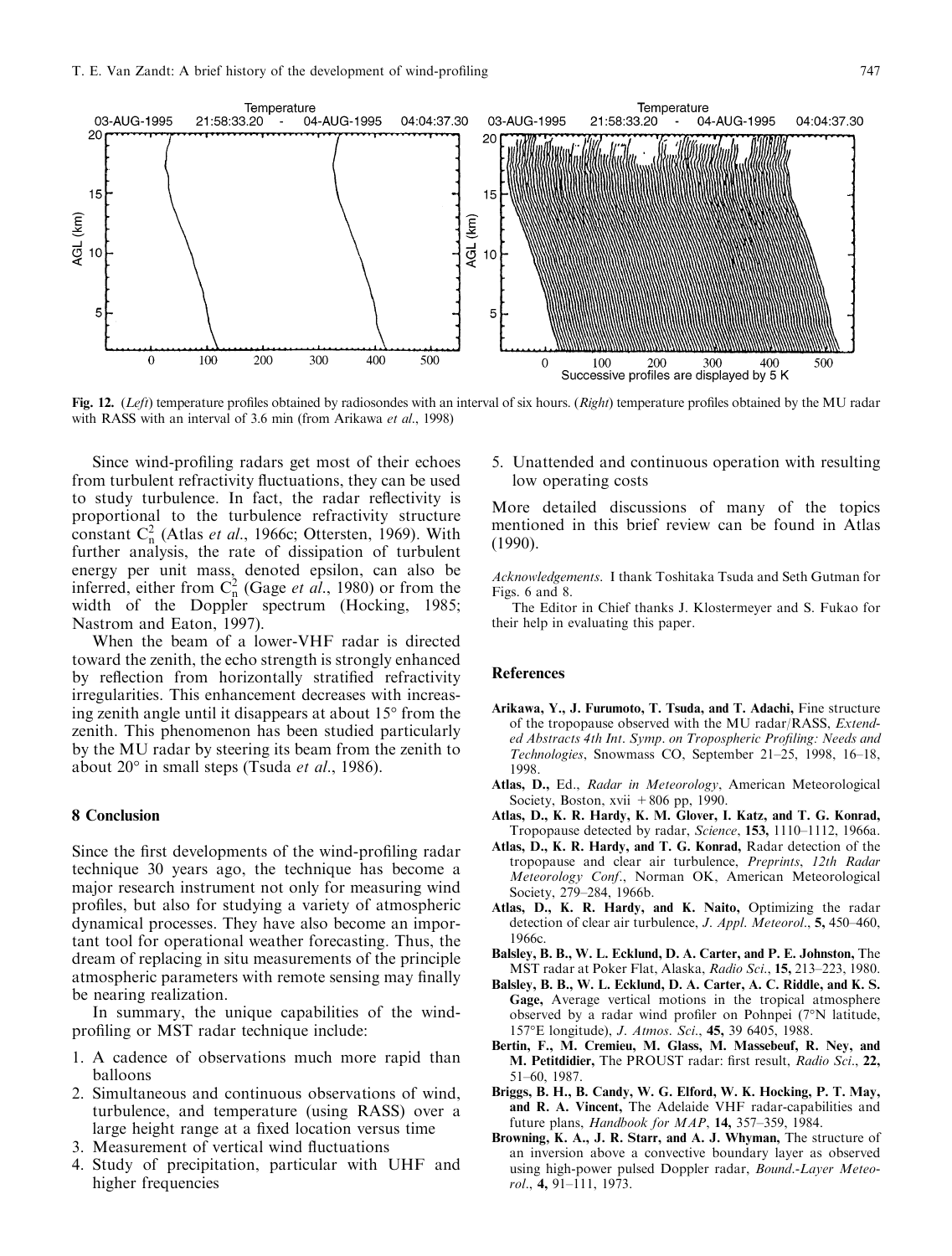**Fig. 12.** (*Left*) temperature profiles obtained by radiosondes with an interval of six hours. (*Right*) temperature profiles obtained by the MU radar with RASS with an interval of 3.6 min (from Arikawa *et al*., 1998)

Since wind-profiling radars get most of their echoes from turbulent refractivity fluctuations, they can be used to study turbulence. In fact, the radar reflectivity is proportional to the turbulence refractivity structure constant $C_n^2$ (Atlas *et al*., 1966c; Ottersten, 1969). With further analysis, the rate of dissipation of turbulent energy per unit mass, denoted epsilon, can also be inferred, either from $C_n^2$ (Gage *et al*., 1980) or from the width of the Doppler spectrum (Hocking, 1985; Nastrom and Eaton, 1997).

When the beam of a lower-VHF radar is directed toward the zenith, the echo strength is strongly enhanced by reflection from horizontally stratified refractivity irregularities. This enhancement decreases with increasing zenith angle until it disappears at about 15° from the zenith. This phenomenon has been studied particularly by the MU radar by steering its beam from the zenith to about 20° in small steps (Tsuda *et al*., 1986).

## 8 Conclusion

Since the first developments of the wind-profiling radar technique 30 years ago, the technique has become a major research instrument not only for measuring wind profiles, but also for studying a variety of atmospheric dynamical processes. They have also become an important tool for operational weather forecasting. Thus, the dream of replacing in situ measurements of the principle atmospheric parameters with remote sensing may finally be nearing realization.

In summary, the unique capabilities of the wind-profiling or MST radar technique include:

1. A cadence of observations much more rapid than balloons
2. Simultaneous and continuous observations of wind, turbulence, and temperature (using RASS) over a large height range at a fixed location versus time
3. Measurement of vertical wind fluctuations
4. Study of precipitation, particular with UHF and higher frequencies
5. Unattended and continuous operation with resulting low operating costs

More detailed discussions of many of the topics mentioned in this brief review can be found in Atlas (1990).

*Acknowledgements*. I thank Toshitaka Tsuda and Seth Gutman for Figs. 6 and 8.

The Editor in Chief thanks J. Klostermeyer and S. Fukao for their help in evaluating this paper.

## References

**Arikawa, Y., J. Furumoto, T. Tsuda, and T. Adachi,** Fine structure of the tropopause observed with the MU radar/RASS, *Extended Abstracts 4th Int. Symp. on Tropospheric Profiling: Needs and Technologies*, Snowmass CO, September 21–25, 1998, 16–18, 1998.

**Atlas, D.,** Ed., *Radar in Meteorology*, American Meteorological Society, Boston, xvii +806 pp, 1990.

**Atlas, D., K. R. Hardy, K. M. Glover, I. Katz, and T. G. Konrad,** Tropopause detected by radar, *Science*, **153,** 1110–1112, 1966a.

**Atlas, D., K. R. Hardy, and T. G. Konrad,** Radar detection of the tropopause and clear air turbulence, *Preprints, 12th Radar Meteorology Conf*., Norman OK, American Meteorological Society, 279–284, 1966b.

**Atlas, D., K. R. Hardy, and K. Naito,** Optimizing the radar detection of clear air turbulence, *J. Appl. Meteorol*., **5,** 450–460, 1966c.

**Balsley, B. B., W. L. Ecklund, D. A. Carter, and P. E. Johnston,** The MST radar at Poker Flat, Alaska, *Radio Sci*., **15,** 213–223, 1980.

**Balsley, B. B., W. L. Ecklund, D. A. Carter, A. C. Riddle, and K. S. Gage,** Average vertical motions in the tropical atmosphere observed by a radar wind profiler on Pohnpei (7°N latitude, 157°E longitude), *J. Atmos. Sci*., **45,** 39 6405, 1988.

**Bertin, F., M. Cremieu, M. Glass, M. Massebeuf, R. Ney, and M. Petitdidier,** The PROUST radar: first result, *Radio Sci*., **22,** 51–60, 1987.

**Briggs, B. H., B. Candy, W. G. Elford, W. K. Hocking, P. T. May, and R. A. Vincent,** The Adelaide VHF radar-capabilities and future plans, *Handbook for MAP*, **14,** 357–359, 1984.

**Browning, K. A., J. R. Starr, and A. J. Whyman,** The structure of an inversion above a convective boundary layer as observed using high-power pulsed Doppler radar, *Bound.-Layer Meteorol*., **4,** 91–111, 1973.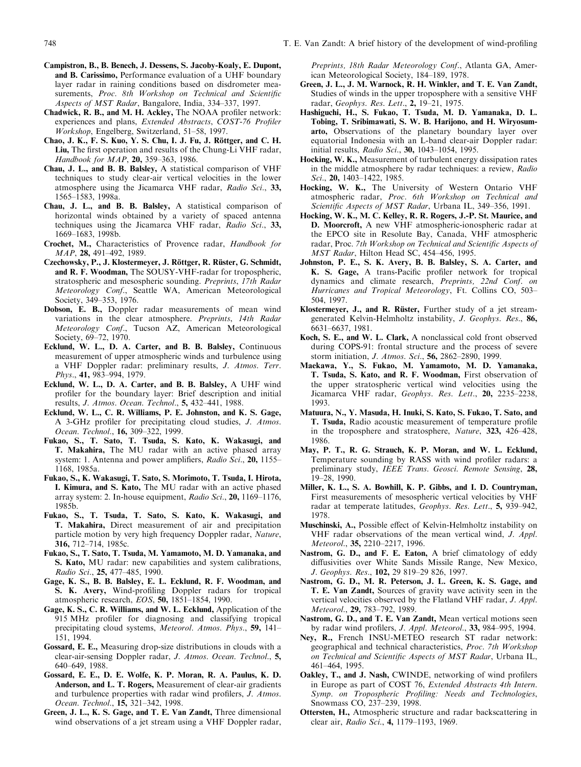**Campistron, B., B. Benech, J. Dessens, S. Jacoby-Koaly, E. Dupont, and B. Carissimo,** Performance evaluation of a UHF boundary layer radar in raining conditions based on disdrometer measurements, *Proc. 8th Workshop on Technical and Scientific Aspects of MST Radar*, Bangalore, India, 334–337, 1997.

**Chadwick, R. B., and M. H. Ackley,** The NOAA profiler network: experiences and plans, *Extended Abstracts, COST-76 Profiler Workshop*, Engelberg, Switzerland, 51–58, 1997.

**Chao, J. K., F. S. Kuo, Y. S. Chu, I. J. Fu, J. Röttger, and C. H. Liu,** The first operation and results of the Chung-Li VHF radar, *Handbook for MAP*, **20,** 359–363, 1986.

**Chau, J. L., and B. B. Balsley,** A statistical comparison of VHF techniques to study clear-air vertical velocities in the lower atmosphere using the Jicamarca VHF radar, *Radio Sci.*, **33,** 1565–1583, 1998a.

**Chau, J. L., and B. B. Balsley,** A statistical comparison of horizontal winds obtained by a variety of spaced antenna techniques using the Jicamarca VHF radar, *Radio Sci.*, **33,** 1669–1683, 1998b.

**Crochet, M.,** Characteristics of Provence radar, *Handbook for MAP*, **28,** 491–492, 1989.

**Czechowsky, P., J. Klostermeyer, J. Röttger, R. Rüster, G. Schmidt, and R. F. Woodman,** The SOUSY-VHF-radar for tropospheric, stratospheric and mesospheric sounding. *Preprints, 17th Radar Meteorology Conf.*, Seattle WA, American Meteorological Society, 349–353, 1976.

**Dobson, E. B.,** Doppler radar measurements of mean wind variations in the clear atmosphere. *Preprints, 14th Radar Meteorology Conf.*, Tucson AZ, American Meteorological Society, 69–72, 1970.

**Ecklund, W. L., D. A. Carter, and B. B. Balsley,** Continuous measurement of upper atmospheric winds and turbulence using a VHF Doppler radar: preliminary results, *J. Atmos. Terr. Phys.*, **41,** 983–994, 1979.

**Ecklund, W. L., D. A. Carter, and B. B. Balsley,** A UHF wind profiler for the boundary layer: Brief description and initial results, *J. Atmos. Ocean. Technol.*, **5,** 432–441, 1988.

**Ecklund, W. L., C. R. Williams, P. E. Johnston, and K. S. Gage,** A 3-GHz profiler for precipitating cloud studies, *J. Atmos. Ocean. Technol.*, **16,** 309–322, 1999.

**Fukao, S., T. Sato, T. Tsuda, S. Kato, K. Wakasugi, and T. Makahira,** The MU radar with an active phased array system: 1. Antenna and power amplifiers, *Radio Sci.*, **20,** 1155–1168, 1985a.

**Fukao, S., K. Wakasugi, T. Sato, S. Morimoto, T. Tsuda, I. Hirota, I. Kimura, and S. Kato,** The MU radar with an active phased array system: 2. In-house equipment, *Radio Sci.*, **20,** 1169–1176, 1985b.

**Fukao, S., T. Tsuda, T. Sato, S. Kato, K. Wakasugi, and T. Makahira,** Direct measurement of air and precipitation particle motion by very high frequency Doppler radar, *Nature*, **316,** 712–714, 1985c.

**Fukao, S., T. Sato, T. Tsuda, M. Yamamoto, M. D. Yamanaka, and S. Kato,** MU radar: new capabilities and system calibrations, *Radio Sci.*, **25,** 477–485, 1990.

**Gage, K. S., B. B. Balsley, E. L. Ecklund, R. F. Woodman, and S. K. Avery,** Wind-profiling Doppler radars for tropical atmospheric research, *EOS*, **50,** 1851–1854, 1990.

**Gage, K. S., C. R. Williams, and W. L. Ecklund,** Application of the 915 MHz profiler for diagnosing and classifying tropical precipitating cloud systems, *Meteorol. Atmos. Phys.*, **59,** 141–151, 1994.

**Gossard, E. E.,** Measuring drop-size distributions in clouds with a clear-air-sensing Doppler radar, *J. Atmos. Ocean. Technol.*, **5,** 640–649, 1988.

**Gossard, E. E., D. E. Wolfe, K. P. Moran, R. A. Paulus, K. D. Anderson, and L. T. Rogers,** Measurement of clear-air gradients and turbulence properties with radar wind profilers, *J. Atmos. Ocean. Technol.*, **15,** 321–342, 1998.

**Green, J. L., K. S. Gage, and T. E. Van Zandt,** Three dimensional wind observations of a jet stream using a VHF Doppler radar, *Preprints, 18th Radar Meteorology Conf.*, Atlanta GA, American Meteorological Society, 184–189, 1978.

**Green, J. L., J. M. Warnock, R. H. Winkler, and T. E. Van Zandt,** Studies of winds in the upper troposphere with a sensitive VHF radar, *Geophys. Res. Lett.*, **2,** 19–21, 1975.

**Hashiguchi, H., S. Fukao, T. Tsuda, M. D. Yamanaka, D. L. Tobing, T. Sribimawati, S. W. B. Harijono, and H. Wiryosumarto,** Observations of the planetary boundary layer over equatorial Indonesia with an L-band clear-air Doppler radar: initial results, *Radio Sci.*, **30,** 1043–1054, 1995.

**Hocking, W. K.,** Measurement of turbulent energy dissipation rates in the middle atmosphere by radar techniques: a review, *Radio Sci.*, **20,** 1403–1422, 1985.

**Hocking, W. K.,** The University of Western Ontario VHF atmospheric radar, *Proc. 6th Workshop on Technical and Scientific Aspects of MST Radar*, Urbana IL, 349–356, 1991.

**Hocking, W. K., M. C. Kelley, R. R. Rogers, J.-P. St. Maurice, and D. Moorcroft,** A new VHF atmospheric-ionospheric radar at the EPCO site in Resolute Bay, Canada, VHF atmospheric radar, Proc. *7th Workshop on Technical and Scientific Aspects of MST Radar*, Hilton Head SC, 454–456, 1995.

**Johnston, P. E., S. K. Avery, B. B. Balsley, S. A. Carter, and K. S. Gage,** A trans-Pacific profiler network for tropical dynamics and climate research, *Preprints, 22nd Conf. on Hurricanes and Tropical Meteorology*, Ft. Collins CO, 503–504, 1997.

**Klostermeyer, J., and R. Rüster,** Further study of a jet stream-generated Kelvin-Helmholtz instability, *J. Geophys. Res.*, **86,** 6631–6637, 1981.

**Koch, S. E., and W. L. Clark,** A nonclassical cold front observed during COPS-91: frontal structure and the process of severe storm initiation, *J. Atmos. Sci.*, **56,** 2862–2890, 1999.

**Maekawa, Y., S. Fukao, M. Yamamoto, M. D. Yamanaka, T. Tsuda, S. Kato, and R. F. Woodman,** First observation of the upper stratospheric vertical wind velocities using the Jicamarca VHF radar, *Geophys. Res. Lett.*, **20,** 2235–2238, 1993.

**Matuura, N., Y. Masuda, H. Inuki, S. Kato, S. Fukao, T. Sato, and T. Tsuda,** Radio acoustic measurement of temperature profile in the troposphere and stratosphere, *Nature*, **323,** 426–428, 1986.

**May, P. T., R. G. Strauch, K. P. Moran, and W. L. Ecklund,** Temperature sounding by RASS with wind profiler radars: a preliminary study, *IEEE Trans. Geosci. Remote Sensing*, **28,** 19–28, 1990.

**Miller, K. L., S. A. Bowhill, K. P. Gibbs, and I. D. Countryman,** First measurements of mesospheric vertical velocities by VHF radar at temperate latitudes, *Geophys. Res. Lett.*, **5,** 939–942, 1978.

**Muschinski, A.,** Possible effect of Kelvin-Helmholtz instability on VHF radar observations of the mean vertical wind, *J. Appl. Meteorol.*, **35,** 2210–2217, 1996.

**Nastrom, G. D., and F. E. Eaton,** A brief climatology of eddy diffusivities over White Sands Missile Range, New Mexico, *J. Geophys. Res.*, **102,** 29 819–29 826, 1997.

**Nastrom, G. D., M. R. Peterson, J. L. Green, K. S. Gage, and T. E. Van Zandt,** Sources of gravity wave activity seen in the vertical velocities observed by the Flatland VHF radar, *J. Appl. Meteorol.*, **29,** 783–792, 1989.

**Nastrom, G. D., and T. E. Van Zandt,** Mean vertical motions seen by radar wind profilers, *J. Appl. Meteorol.*, **33,** 984–995, 1994.

**Ney, R.,** French INSU-METEO research ST radar network: geographical and technical characteristics, *Proc. 7th Workshop on Technical and Scientific Aspects of MST Radar*, Urbana IL, 461–464, 1995.

**Oakley, T., and J. Nash,** CWINDE, networking of wind profilers in Europe as part of COST 76, *Extended Abstracts 4th Intern. Symp. on Tropospheric Profiling: Needs and Technologies*, Snowmass CO, 237–239, 1998.

**Ottersten, H.,** Atmospheric structure and radar backscattering in clear air, *Radio Sci.*, **4,** 1179–1193, 1969.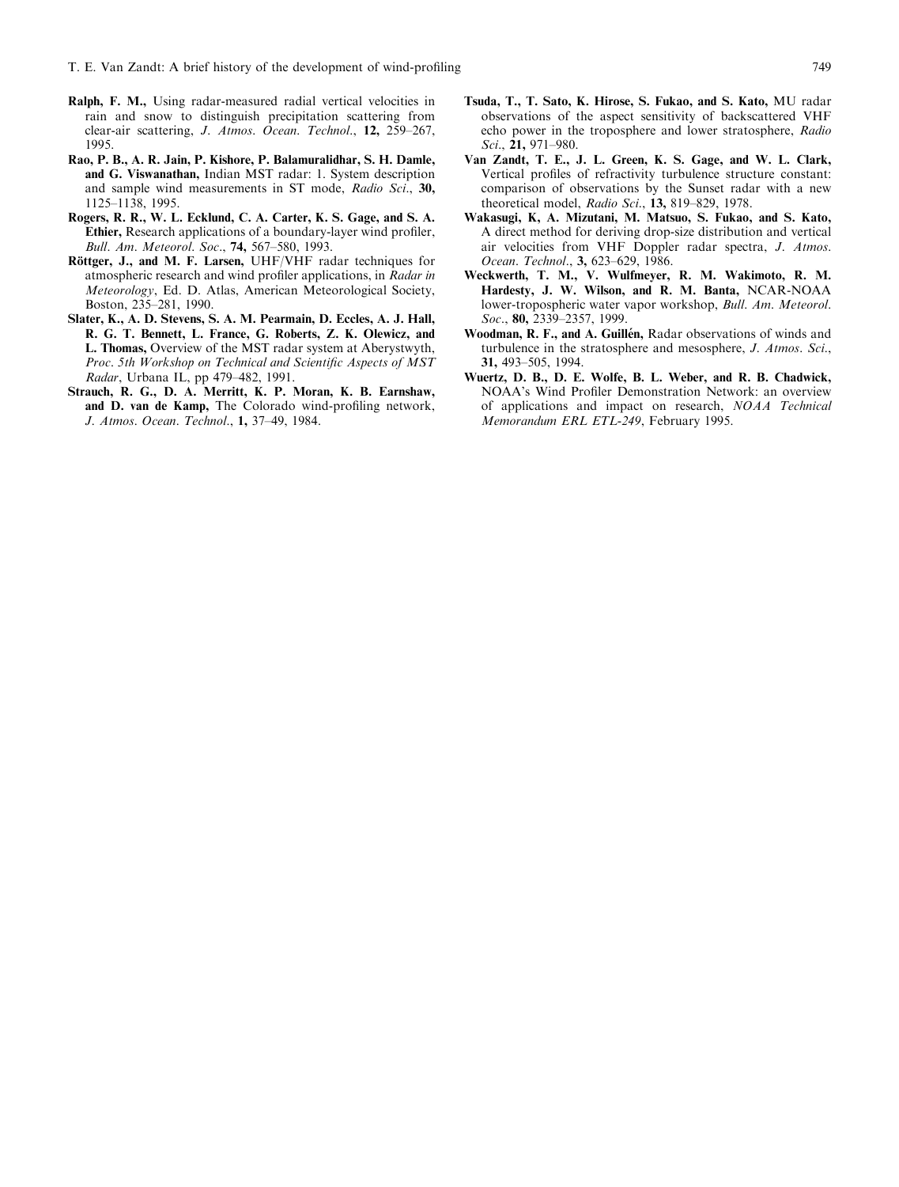**Ralph, F. M.,** Using radar-measured radial vertical velocities in rain and snow to distinguish precipitation scattering from clear-air scattering, *J. Atmos. Ocean. Technol.*, **12,** 259–267, 1995.

**Rao, P. B., A. R. Jain, P. Kishore, P. Balamuralidhar, S. H. Damle, and G. Viswanathan,** Indian MST radar: 1. System description and sample wind measurements in ST mode, *Radio Sci.*, **30,** 1125–1138, 1995.

**Rogers, R. R., W. L. Ecklund, C. A. Carter, K. S. Gage, and S. A. Ethier,** Research applications of a boundary-layer wind profiler, *Bull. Am. Meteorol. Soc.*, **74,** 567–580, 1993.

**Röttger, J., and M. F. Larsen,** UHF/VHF radar techniques for atmospheric research and wind profiler applications, in *Radar in Meteorology*, Ed. D. Atlas, American Meteorological Society, Boston, 235–281, 1990.

**Slater, K., A. D. Stevens, S. A. M. Pearmain, D. Eccles, A. J. Hall, R. G. T. Bennett, L. France, G. Roberts, Z. K. Olewicz, and L. Thomas,** Overview of the MST radar system at Aberystwyth, *Proc. 5th Workshop on Technical and Scientific Aspects of MST Radar*, Urbana IL, pp 479–482, 1991.

**Strauch, R. G., D. A. Merritt, K. P. Moran, K. B. Earnshaw, and D. van de Kamp,** The Colorado wind-profiling network, *J. Atmos. Ocean. Technol.*, **1,** 37–49, 1984.

**Tsuda, T., T. Sato, K. Hirose, S. Fukao, and S. Kato,** MU radar observations of the aspect sensitivity of backscattered VHF echo power in the troposphere and lower stratosphere, *Radio Sci.*, **21,** 971–980.

**Van Zandt, T. E., J. L. Green, K. S. Gage, and W. L. Clark,** Vertical profiles of refractivity turbulence structure constant: comparison of observations by the Sunset radar with a new theoretical model, *Radio Sci.*, **13,** 819–829, 1978.

**Wakasugi, K, A. Mizutani, M. Matsuo, S. Fukao, and S. Kato,** A direct method for deriving drop-size distribution and vertical air velocities from VHF Doppler radar spectra, *J. Atmos. Ocean. Technol.*, **3,** 623–629, 1986.

**Weckwerth, T. M., V. Wulfmeyer, R. M. Wakimoto, R. M. Hardesty, J. W. Wilson, and R. M. Banta,** NCAR-NOAA lower-tropospheric water vapor workshop, *Bull. Am. Meteorol. Soc.*, **80,** 2339–2357, 1999.

**Woodman, R. F., and A. Guillén,** Radar observations of winds and turbulence in the stratosphere and mesosphere, *J. Atmos. Sci.*, **31,** 493–505, 1994.

**Wuertz, D. B., D. E. Wolfe, B. L. Weber, and R. B. Chadwick,** NOAA's Wind Profiler Demonstration Network: an overview of applications and impact on research, *NOAA Technical Memorandum ERL ETL-249*, February 1995.